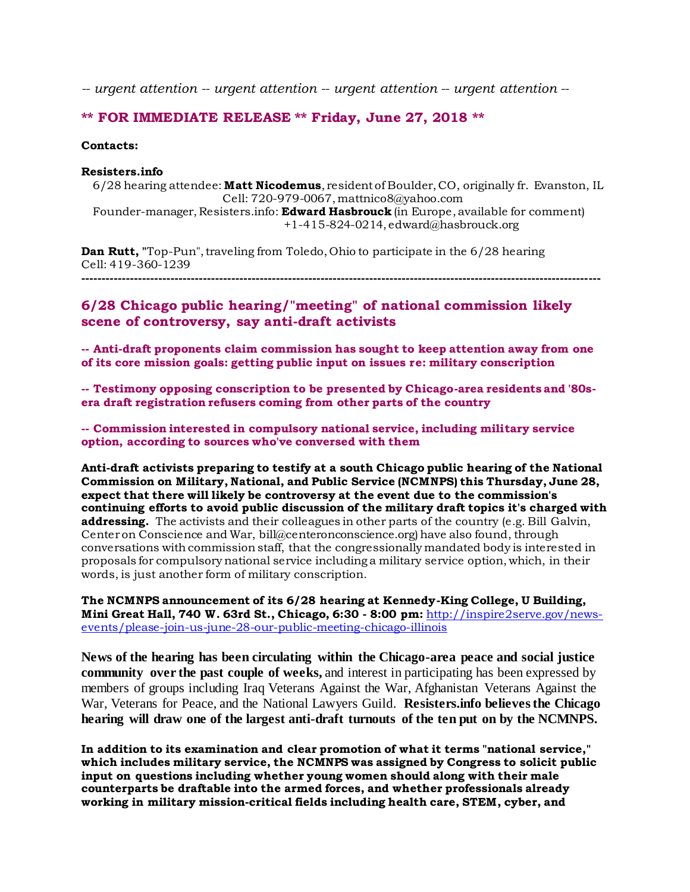*-- urgent attention -- urgent attention -- urgent attention -- urgent attention --*

## ** FOR IMMEDIATE RELEASE ** Friday, June 27, 2018 **

**Contacts:**

**Resisters.info**
6/28 hearing attendee: **Matt Nicodemus**, resident of Boulder, CO, originally fr. Evanston, IL
Cell: 720-979-0067, mattnico8@yahoo.com
Founder-manager, Resisters.info: **Edward Hasbrouck** (in Europe, available for comment)
+1-415-824-0214, edward@hasbrouck.org

**Dan Rutt,** "Top-Pun", traveling from Toledo, Ohio to participate in the 6/28 hearing
Cell: 419-360-1239

---

## 6/28 Chicago public hearing/"meeting" of national commission likely scene of controversy, say anti-draft activists

**-- Anti-draft proponents claim commission has sought to keep attention away from one of its core mission goals: getting public input on issues re: military conscription**

**-- Testimony opposing conscription to be presented by Chicago-area residents and '80s-era draft registration refusers coming from other parts of the country**

**-- Commission interested in compulsory national service, including military service option, according to sources who've conversed with them**

**Anti-draft activists preparing to testify at a south Chicago public hearing of the National Commission on Military, National, and Public Service (NCMNPS) this Thursday, June 28, expect that there will likely be controversy at the event due to the commission's continuing efforts to avoid public discussion of the military draft topics it's charged with addressing.** The activists and their colleagues in other parts of the country (e.g. Bill Galvin, Center on Conscience and War, bill@centeronconscience.org) have also found, through conversations with commission staff, that the congressionally mandated body is interested in proposals for compulsory national service including a military service option, which, in their words, is just another form of military conscription.

**The NCMNPS announcement of its 6/28 hearing at Kennedy-King College, U Building, Mini Great Hall, 740 W. 63rd St., Chicago, 6:30 - 8:00 pm:** http://inspire2serve.gov/news-events/please-join-us-june-28-our-public-meeting-chicago-illinois

**News of the hearing has been circulating within the Chicago-area peace and social justice community over the past couple of weeks,** and interest in participating has been expressed by members of groups including Iraq Veterans Against the War, Afghanistan Veterans Against the War, Veterans for Peace, and the National Lawyers Guild. **Resisters.info believes the Chicago hearing will draw one of the largest anti-draft turnouts of the ten put on by the NCMNPS.**

**In addition to its examination and clear promotion of what it terms "national service," which includes military service, the NCMNPS was assigned by Congress to solicit public input on questions including whether young women should along with their male counterparts be draftable into the armed forces, and whether professionals already working in military mission-critical fields including health care, STEM, cyber, and**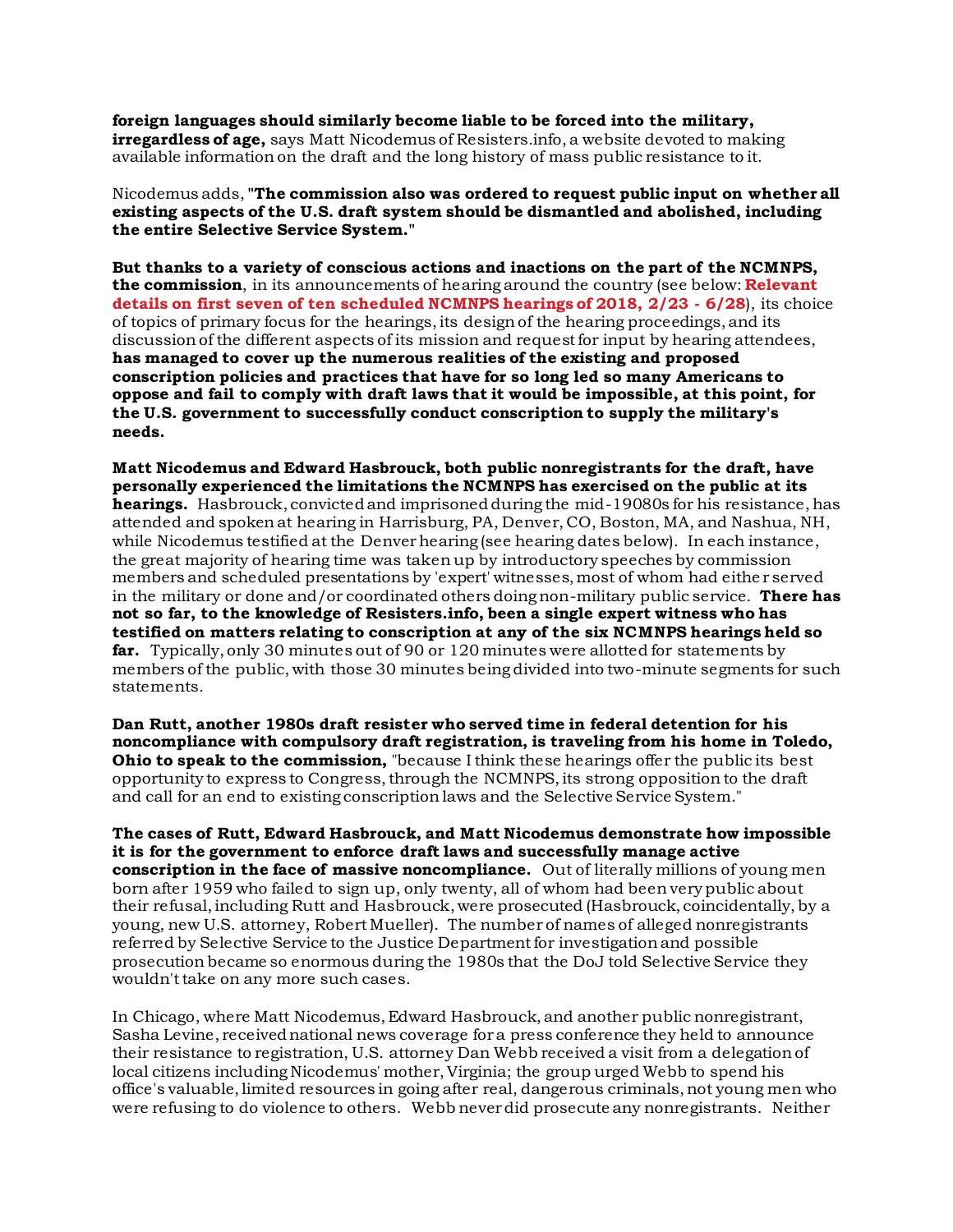**foreign languages should similarly become liable to be forced into the military, irregardless of age,** says Matt Nicodemus of Resisters.info, a website devoted to making available information on the draft and the long history of mass public resistance to it.

Nicodemus adds, "**The commission also was ordered to request public input on whether all existing aspects of the U.S. draft system should be dismantled and abolished, including the entire Selective Service System.**"

**But thanks to a variety of conscious actions and inactions on the part of the NCMNPS, the commission**, in its announcements of hearing around the country (see below: **Relevant details on first seven of ten scheduled NCMNPS hearings of 2018, 2/23 - 6/28**), its choice of topics of primary focus for the hearings, its design of the hearing proceedings, and its discussion of the different aspects of its mission and request for input by hearing attendees, **has managed to cover up the numerous realities of the existing and proposed conscription policies and practices that have for so long led so many Americans to oppose and fail to comply with draft laws that it would be impossible, at this point, for the U.S. government to successfully conduct conscription to supply the military's needs.**

**Matt Nicodemus and Edward Hasbrouck, both public nonregistrants for the draft, have personally experienced the limitations the NCMNPS has exercised on the public at its hearings.** Hasbrouck, convicted and imprisoned during the mid-19080s for his resistance, has attended and spoken at hearing in Harrisburg, PA, Denver, CO, Boston, MA, and Nashua, NH, while Nicodemus testified at the Denver hearing (see hearing dates below). In each instance, the great majority of hearing time was taken up by introductory speeches by commission members and scheduled presentations by 'expert' witnesses, most of whom had either served in the military or done and/or coordinated others doing non-military public service. **There has not so far, to the knowledge of Resisters.info, been a single expert witness who has testified on matters relating to conscription at any of the six NCMNPS hearings held so far.** Typically, only 30 minutes out of 90 or 120 minutes were allotted for statements by members of the public, with those 30 minutes being divided into two-minute segments for such statements.

**Dan Rutt, another 1980s draft resister who served time in federal detention for his noncompliance with compulsory draft registration, is traveling from his home in Toledo, Ohio to speak to the commission,** "because I think these hearings offer the public its best opportunity to express to Congress, through the NCMNPS, its strong opposition to the draft and call for an end to existing conscription laws and the Selective Service System."

**The cases of Rutt, Edward Hasbrouck, and Matt Nicodemus demonstrate how impossible it is for the government to enforce draft laws and successfully manage active conscription in the face of massive noncompliance.** Out of literally millions of young men born after 1959 who failed to sign up, only twenty, all of whom had been very public about their refusal, including Rutt and Hasbrouck, were prosecuted (Hasbrouck, coincidentally, by a young, new U.S. attorney, Robert Mueller). The number of names of alleged nonregistrants referred by Selective Service to the Justice Department for investigation and possible prosecution became so enormous during the 1980s that the DoJ told Selective Service they wouldn't take on any more such cases.

In Chicago, where Matt Nicodemus, Edward Hasbrouck, and another public nonregistrant, Sasha Levine, received national news coverage for a press conference they held to announce their resistance to registration, U.S. attorney Dan Webb received a visit from a delegation of local citizens including Nicodemus' mother, Virginia; the group urged Webb to spend his office's valuable, limited resources in going after real, dangerous criminals, not young men who were refusing to do violence to others. Webb never did prosecute any nonregistrants. Neither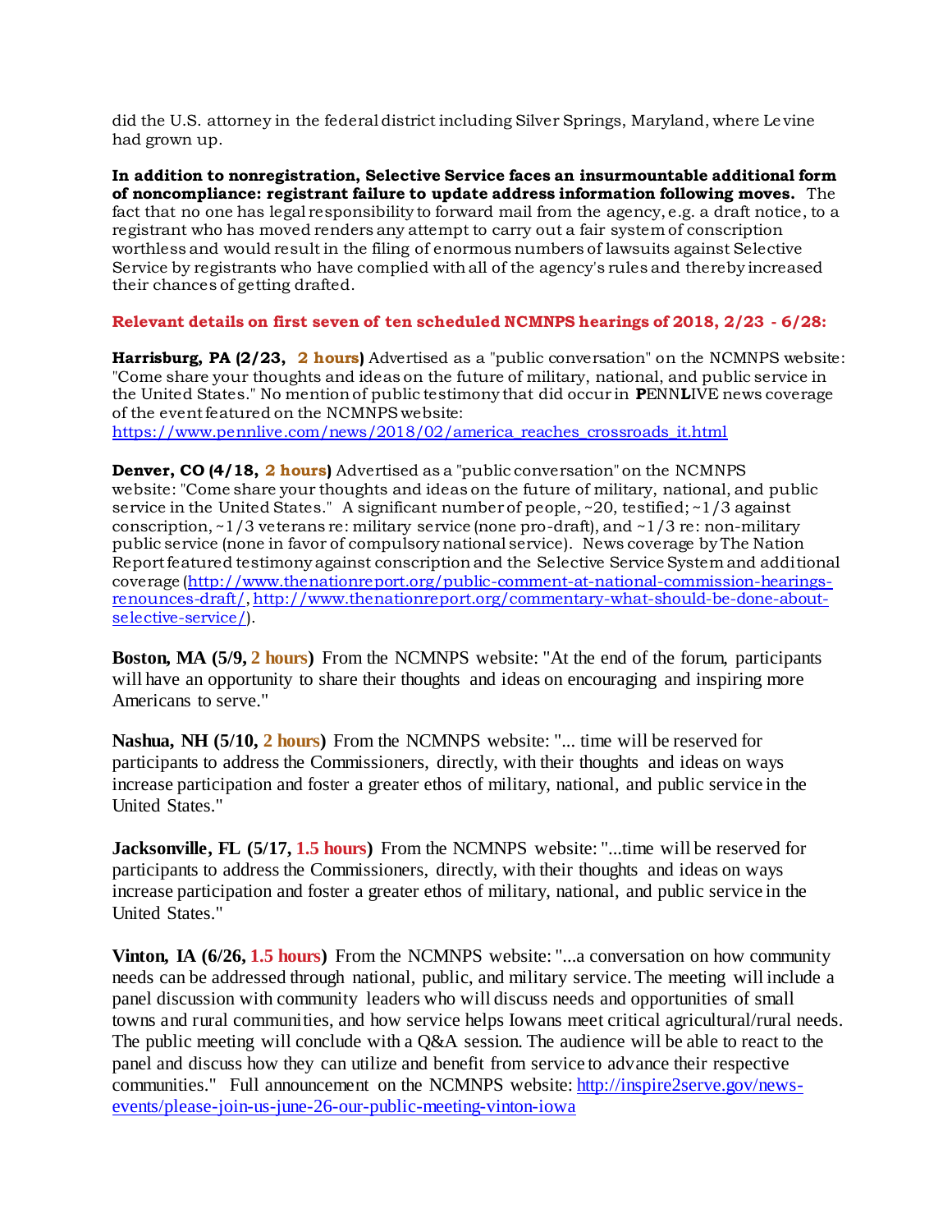did the U.S. attorney in the federal district including Silver Springs, Maryland, where Levine had grown up.

**In addition to nonregistration, Selective Service faces an insurmountable additional form of noncompliance: registrant failure to update address information following moves.** The fact that no one has legal responsibility to forward mail from the agency, e.g. a draft notice, to a registrant who has moved renders any attempt to carry out a fair system of conscription worthless and would result in the filing of enormous numbers of lawsuits against Selective Service by registrants who have complied with all of the agency's rules and thereby increased their chances of getting drafted.

**Relevant details on first seven of ten scheduled NCMNPS hearings of 2018, 2/23 - 6/28:**

**Harrisburg, PA (2/23, 2 hours)** Advertised as a "public conversation" on the NCMNPS website: "Come share your thoughts and ideas on the future of military, national, and public service in the United States." No mention of public testimony that did occur in **P**ENN**L**IVE news coverage of the event featured on the NCMNPS website: https://www.pennlive.com/news/2018/02/america_reaches_crossroads_it.html

**Denver, CO (4/18, 2 hours)** Advertised as a "public conversation" on the NCMNPS website: "Come share your thoughts and ideas on the future of military, national, and public service in the United States." A significant number of people, ~20, testified; ~1/3 against conscription, ~1/3 veterans re: military service (none pro-draft), and ~1/3 re: non-military public service (none in favor of compulsory national service). News coverage by The Nation Report featured testimony against conscription and the Selective Service System and additional coverage (http://www.thenationreport.org/public-comment-at-national-commission-hearings-renounces-draft/, http://www.thenationreport.org/commentary-what-should-be-done-about-selective-service/).

**Boston, MA (5/9, 2 hours)** From the NCMNPS website: "At the end of the forum, participants will have an opportunity to share their thoughts and ideas on encouraging and inspiring more Americans to serve."

**Nashua, NH (5/10, 2 hours)** From the NCMNPS website: "... time will be reserved for participants to address the Commissioners, directly, with their thoughts and ideas on ways increase participation and foster a greater ethos of military, national, and public service in the United States."

**Jacksonville, FL (5/17, 1.5 hours)** From the NCMNPS website: "...time will be reserved for participants to address the Commissioners, directly, with their thoughts and ideas on ways increase participation and foster a greater ethos of military, national, and public service in the United States."

**Vinton, IA (6/26, 1.5 hours)** From the NCMNPS website: "...a conversation on how community needs can be addressed through national, public, and military service. The meeting will include a panel discussion with community leaders who will discuss needs and opportunities of small towns and rural communities, and how service helps Iowans meet critical agricultural/rural needs. The public meeting will conclude with a Q&A session. The audience will be able to react to the panel and discuss how they can utilize and benefit from service to advance their respective communities." Full announcement on the NCMNPS website: http://inspire2serve.gov/news-events/please-join-us-june-26-our-public-meeting-vinton-iowa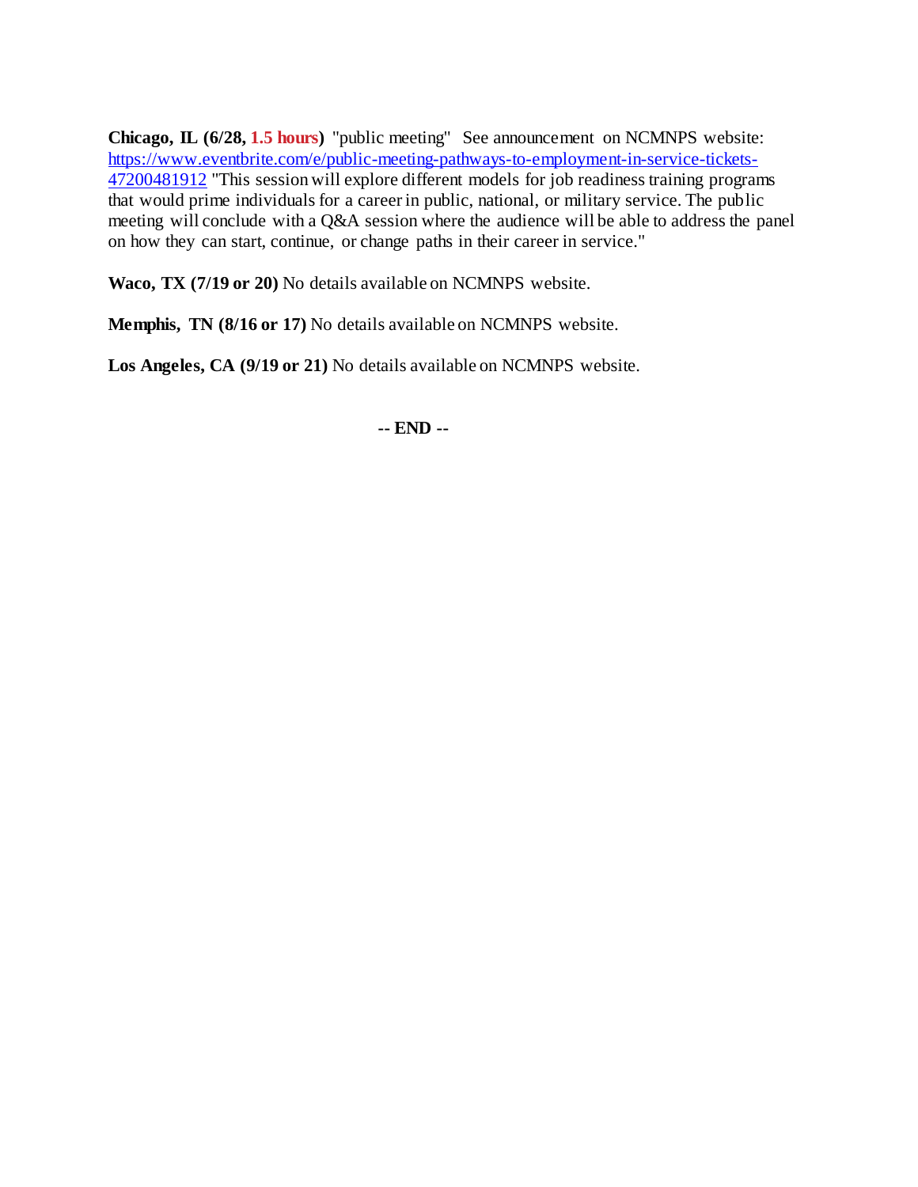**Chicago, IL (6/28, 1.5 hours)** "public meeting" See announcement on NCMNPS website: [https://www.eventbrite.com/e/public-meeting-pathways-to-employment-in-service-tickets-47200481912](https://www.eventbrite.com/e/public-meeting-pathways-to-employment-in-service-tickets-47200481912) "This session will explore different models for job readiness training programs that would prime individuals for a career in public, national, or military service. The public meeting will conclude with a Q&A session where the audience will be able to address the panel on how they can start, continue, or change paths in their career in service."

**Waco, TX (7/19 or 20)** No details available on NCMNPS website.

**Memphis, TN (8/16 or 17)** No details available on NCMNPS website.

**Los Angeles, CA (9/19 or 21)** No details available on NCMNPS website.

**-- END --**